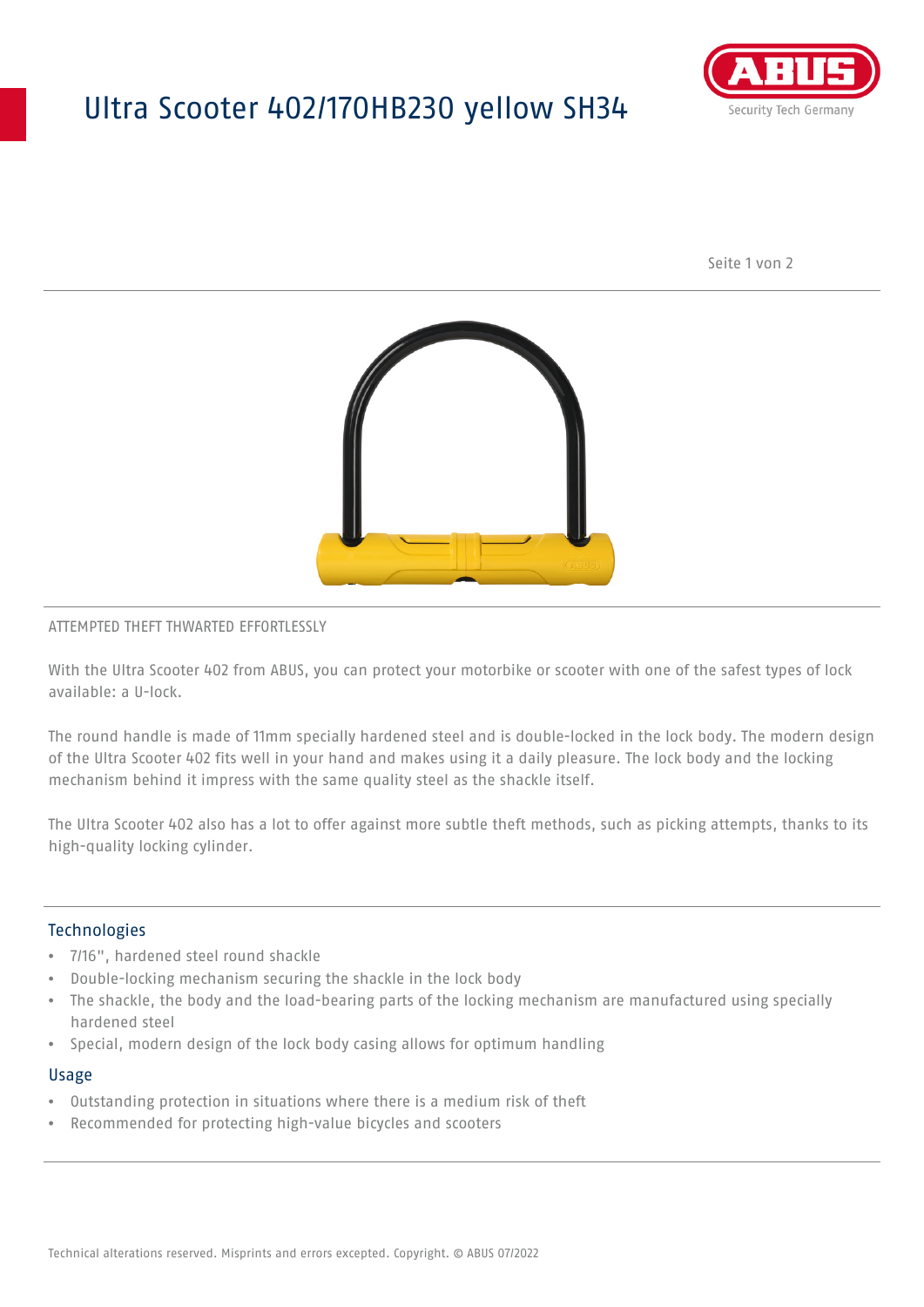# Ultra Scooter 402/170HB230 yellow SH34

ATTEMPTED THEFT THWARTED EFFORTLESSLY

With the Ultra Scooter 402 from ABUS, you can protect your motorbike or scooter with one of the safest types of lock available: a U-lock.

The round handle is made of 11mm specially hardened steel and is double-locked in the lock body. The modern design of the Ultra Scooter 402 fits well in your hand and makes using it a daily pleasure. The lock body and the locking mechanism behind it impress with the same quality steel as the shackle itself.

The Ultra Scooter 402 also has a lot to offer against more subtle theft methods, such as picking attempts, thanks to its high-quality locking cylinder.

## Technologies

- 7/16", hardened steel round shackle
- Double-locking mechanism securing the shackle in the lock body
- The shackle, the body and the load-bearing parts of the locking mechanism are manufactured using specially hardened steel
- Special, modern design of the lock body casing allows for optimum handling

## Usage

- Outstanding protection in situations where there is a medium risk of theft
- Recommended for protecting high-value bicycles and scooters

Technical alterations reserved. Misprints and errors excepted. Copyright. © ABUS 07/2022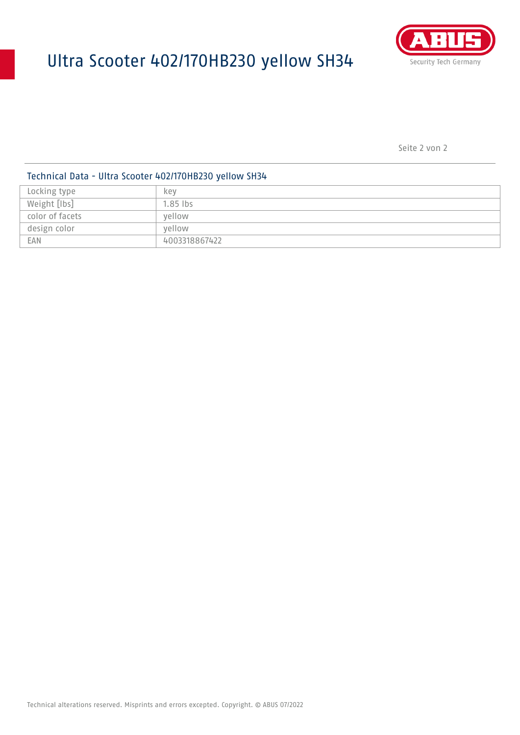## Technical Data - Ultra Scooter 402/170HB230 yellow SH34

| | |
|---|---|
| Locking type | key |
| Weight [lbs] | 1.85 lbs |
| color of facets | yellow |
| design color | yellow |
| EAN | 4003318867422 |

Technical alterations reserved. Misprints and errors excepted. Copyright. © ABUS 07/2022